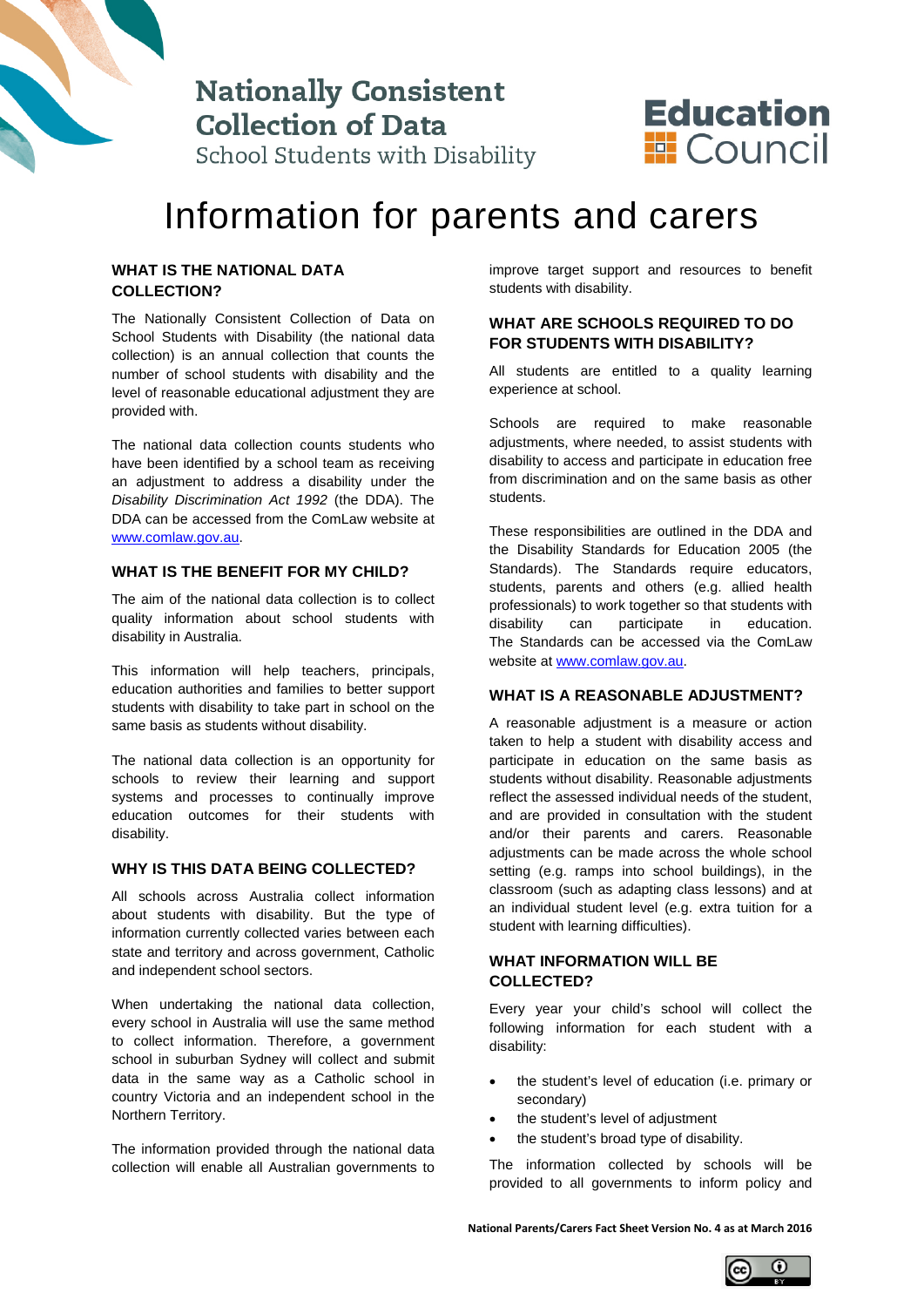Nationally Consistent Collection of Data
School Students with Disability

Education Council

# Information for parents and carers

## WHAT IS THE NATIONAL DATA COLLECTION?

The Nationally Consistent Collection of Data on School Students with Disability (the national data collection) is an annual collection that counts the number of school students with disability and the level of reasonable educational adjustment they are provided with.

The national data collection counts students who have been identified by a school team as receiving an adjustment to address a disability under the *Disability Discrimination Act 1992* (the DDA). The DDA can be accessed from the ComLaw website at www.comlaw.gov.au.

## WHAT IS THE BENEFIT FOR MY CHILD?

The aim of the national data collection is to collect quality information about school students with disability in Australia.

This information will help teachers, principals, education authorities and families to better support students with disability to take part in school on the same basis as students without disability.

The national data collection is an opportunity for schools to review their learning and support systems and processes to continually improve education outcomes for their students with disability.

## WHY IS THIS DATA BEING COLLECTED?

All schools across Australia collect information about students with disability. But the type of information currently collected varies between each state and territory and across government, Catholic and independent school sectors.

When undertaking the national data collection, every school in Australia will use the same method to collect information. Therefore, a government school in suburban Sydney will collect and submit data in the same way as a Catholic school in country Victoria and an independent school in the Northern Territory.

The information provided through the national data collection will enable all Australian governments to improve target support and resources to benefit students with disability.

## WHAT ARE SCHOOLS REQUIRED TO DO FOR STUDENTS WITH DISABILITY?

All students are entitled to a quality learning experience at school.

Schools are required to make reasonable adjustments, where needed, to assist students with disability to access and participate in education free from discrimination and on the same basis as other students.

These responsibilities are outlined in the DDA and the Disability Standards for Education 2005 (the Standards). The Standards require educators, students, parents and others (e.g. allied health professionals) to work together so that students with disability can participate in education. The Standards can be accessed via the ComLaw website at www.comlaw.gov.au.

## WHAT IS A REASONABLE ADJUSTMENT?

A reasonable adjustment is a measure or action taken to help a student with disability access and participate in education on the same basis as students without disability. Reasonable adjustments reflect the assessed individual needs of the student, and are provided in consultation with the student and/or their parents and carers. Reasonable adjustments can be made across the whole school setting (e.g. ramps into school buildings), in the classroom (such as adapting class lessons) and at an individual student level (e.g. extra tuition for a student with learning difficulties).

## WHAT INFORMATION WILL BE COLLECTED?

Every year your child's school will collect the following information for each student with a disability:

- the student's level of education (i.e. primary or secondary)
- the student's level of adjustment
- the student's broad type of disability.

The information collected by schools will be provided to all governments to inform policy and

**National Parents/Carers Fact Sheet Version No. 4 as at March 2016**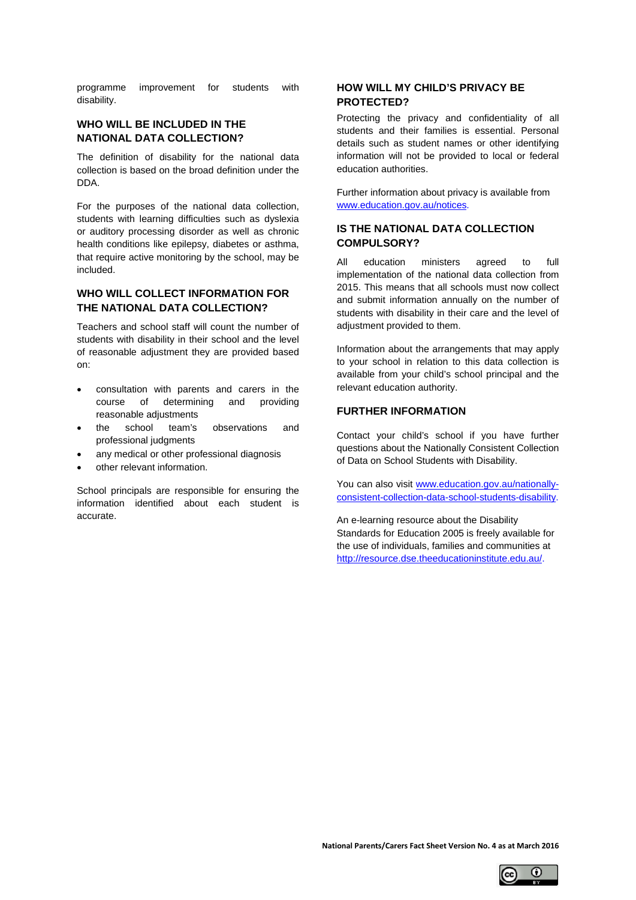programme improvement for students with disability.

## WHO WILL BE INCLUDED IN THE NATIONAL DATA COLLECTION?

The definition of disability for the national data collection is based on the broad definition under the DDA.

For the purposes of the national data collection, students with learning difficulties such as dyslexia or auditory processing disorder as well as chronic health conditions like epilepsy, diabetes or asthma, that require active monitoring by the school, may be included.

## WHO WILL COLLECT INFORMATION FOR THE NATIONAL DATA COLLECTION?

Teachers and school staff will count the number of students with disability in their school and the level of reasonable adjustment they are provided based on:

- consultation with parents and carers in the course of determining and providing reasonable adjustments
- the school team's observations and professional judgments
- any medical or other professional diagnosis
- other relevant information.

School principals are responsible for ensuring the information identified about each student is accurate.

## HOW WILL MY CHILD'S PRIVACY BE PROTECTED?

Protecting the privacy and confidentiality of all students and their families is essential. Personal details such as student names or other identifying information will not be provided to local or federal education authorities.

Further information about privacy is available from [www.education.gov.au/notices](www.education.gov.au/notices).

## IS THE NATIONAL DATA COLLECTION COMPULSORY?

All education ministers agreed to full implementation of the national data collection from 2015. This means that all schools must now collect and submit information annually on the number of students with disability in their care and the level of adjustment provided to them.

Information about the arrangements that may apply to your school in relation to this data collection is available from your child's school principal and the relevant education authority.

## FURTHER INFORMATION

Contact your child's school if you have further questions about the Nationally Consistent Collection of Data on School Students with Disability.

You can also visit [www.education.gov.au/nationally-consistent-collection-data-school-students-disability](www.education.gov.au/nationally-consistent-collection-data-school-students-disability).

An e-learning resource about the Disability Standards for Education 2005 is freely available for the use of individuals, families and communities at [http://resource.dse.theeducationinstitute.edu.au/](http://resource.dse.theeducationinstitute.edu.au/).

**National Parents/Carers Fact Sheet Version No. 4 as at March 2016**